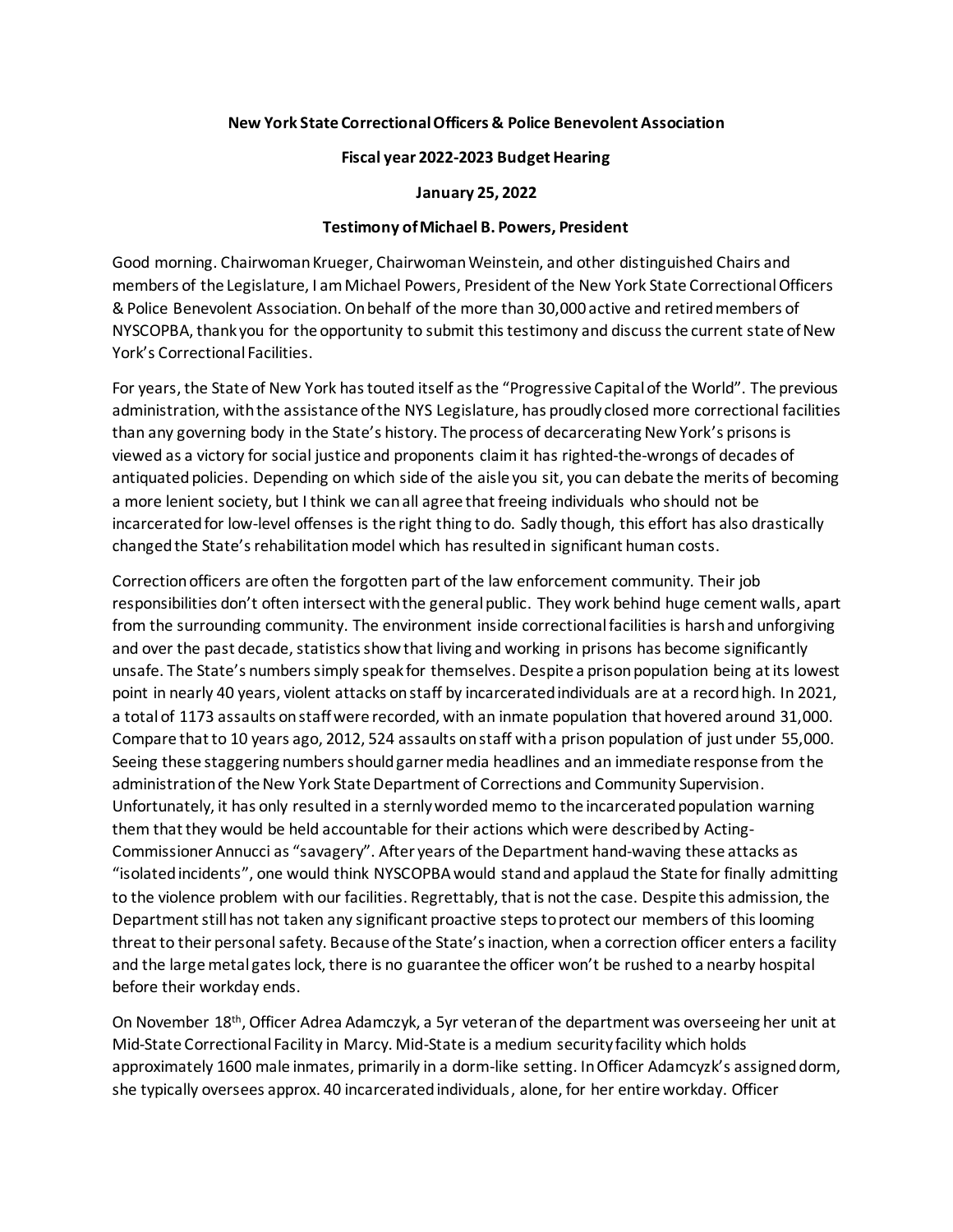**New York State Correctional Officers & Police Benevolent Association**

**Fiscal year 2022-2023 Budget Hearing**

**January 25, 2022**

**Testimony of Michael B. Powers, President**

Good morning. Chairwoman Krueger, Chairwoman Weinstein, and other distinguished Chairs and members of the Legislature, I am Michael Powers, President of the New York State Correctional Officers & Police Benevolent Association. On behalf of the more than 30,000 active and retired members of NYSCOPBA, thank you for the opportunity to submit this testimony and discuss the current state of New York's Correctional Facilities.

For years, the State of New York has touted itself as the "Progressive Capital of the World". The previous administration, with the assistance of the NYS Legislature, has proudly closed more correctional facilities than any governing body in the State's history. The process of decarcerating New York's prisons is viewed as a victory for social justice and proponents claim it has righted-the-wrongs of decades of antiquated policies. Depending on which side of the aisle you sit, you can debate the merits of becoming a more lenient society, but I think we can all agree that freeing individuals who should not be incarcerated for low-level offenses is the right thing to do. Sadly though, this effort has also drastically changed the State's rehabilitation model which has resulted in significant human costs.

Correction officers are often the forgotten part of the law enforcement community. Their job responsibilities don't often intersect with the general public. They work behind huge cement walls, apart from the surrounding community. The environment inside correctional facilities is harsh and unforgiving and over the past decade, statistics show that living and working in prisons has become significantly unsafe. The State's numbers simply speak for themselves. Despite a prison population being at its lowest point in nearly 40 years, violent attacks on staff by incarcerated individuals are at a record high. In 2021, a total of 1173 assaults on staff were recorded, with an inmate population that hovered around 31,000. Compare that to 10 years ago, 2012, 524 assaults on staff with a prison population of just under 55,000. Seeing these staggering numbers should garner media headlines and an immediate response from the administration of the New York State Department of Corrections and Community Supervision. Unfortunately, it has only resulted in a sternly worded memo to the incarcerated population warning them that they would be held accountable for their actions which were described by Acting-Commissioner Annucci as "savagery". After years of the Department hand-waving these attacks as "isolated incidents", one would think NYSCOPBA would stand and applaud the State for finally admitting to the violence problem with our facilities. Regrettably, that is not the case. Despite this admission, the Department still has not taken any significant proactive steps to protect our members of this looming threat to their personal safety. Because of the State's inaction, when a correction officer enters a facility and the large metal gates lock, there is no guarantee the officer won't be rushed to a nearby hospital before their workday ends.

On November 18th, Officer Adrea Adamczyk, a 5yr veteran of the department was overseeing her unit at Mid-State Correctional Facility in Marcy. Mid-State is a medium security facility which holds approximately 1600 male inmates, primarily in a dorm-like setting. In Officer Adamcyzk's assigned dorm, she typically oversees approx. 40 incarcerated individuals, alone, for her entire workday. Officer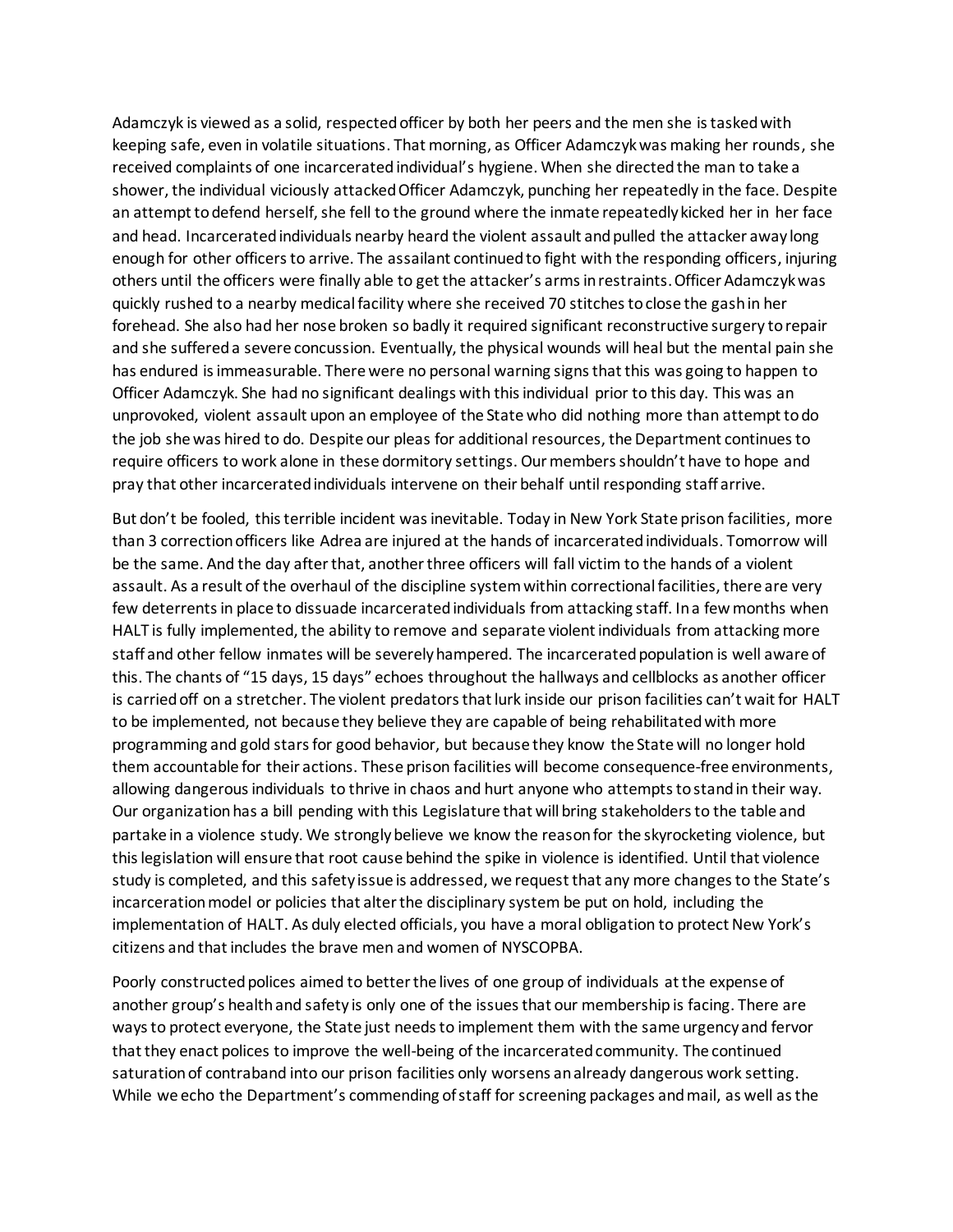Adamczyk is viewed as a solid, respected officer by both her peers and the men she is tasked with keeping safe, even in volatile situations. That morning, as Officer Adamczyk was making her rounds, she received complaints of one incarcerated individual's hygiene. When she directed the man to take a shower, the individual viciously attacked Officer Adamczyk, punching her repeatedly in the face. Despite an attempt to defend herself, she fell to the ground where the inmate repeatedly kicked her in her face and head. Incarcerated individuals nearby heard the violent assault and pulled the attacker away long enough for other officers to arrive. The assailant continued to fight with the responding officers, injuring others until the officers were finally able to get the attacker's arms in restraints. Officer Adamczyk was quickly rushed to a nearby medical facility where she received 70 stitches to close the gash in her forehead. She also had her nose broken so badly it required significant reconstructive surgery to repair and she suffered a severe concussion. Eventually, the physical wounds will heal but the mental pain she has endured is immeasurable. There were no personal warning signs that this was going to happen to Officer Adamczyk. She had no significant dealings with this individual prior to this day. This was an unprovoked, violent assault upon an employee of the State who did nothing more than attempt to do the job she was hired to do. Despite our pleas for additional resources, the Department continues to require officers to work alone in these dormitory settings. Our members shouldn't have to hope and pray that other incarcerated individuals intervene on their behalf until responding staff arrive.

But don't be fooled, this terrible incident was inevitable. Today in New York State prison facilities, more than 3 correction officers like Adrea are injured at the hands of incarcerated individuals. Tomorrow will be the same. And the day after that, another three officers will fall victim to the hands of a violent assault. As a result of the overhaul of the discipline system within correctional facilities, there are very few deterrents in place to dissuade incarcerated individuals from attacking staff. In a few months when HALT is fully implemented, the ability to remove and separate violent individuals from attacking more staff and other fellow inmates will be severely hampered. The incarcerated population is well aware of this. The chants of "15 days, 15 days" echoes throughout the hallways and cellblocks as another officer is carried off on a stretcher. The violent predators that lurk inside our prison facilities can't wait for HALT to be implemented, not because they believe they are capable of being rehabilitated with more programming and gold stars for good behavior, but because they know the State will no longer hold them accountable for their actions. These prison facilities will become consequence-free environments, allowing dangerous individuals to thrive in chaos and hurt anyone who attempts to stand in their way. Our organization has a bill pending with this Legislature that will bring stakeholders to the table and partake in a violence study. We strongly believe we know the reason for the skyrocketing violence, but this legislation will ensure that root cause behind the spike in violence is identified. Until that violence study is completed, and this safety issue is addressed, we request that any more changes to the State's incarceration model or policies that alter the disciplinary system be put on hold, including the implementation of HALT. As duly elected officials, you have a moral obligation to protect New York's citizens and that includes the brave men and women of NYSCOPBA.

Poorly constructed polices aimed to better the lives of one group of individuals at the expense of another group's health and safety is only one of the issues that our membership is facing. There are ways to protect everyone, the State just needs to implement them with the same urgency and fervor that they enact polices to improve the well-being of the incarcerated community. The continued saturation of contraband into our prison facilities only worsens an already dangerous work setting. While we echo the Department's commending of staff for screening packages and mail, as well as the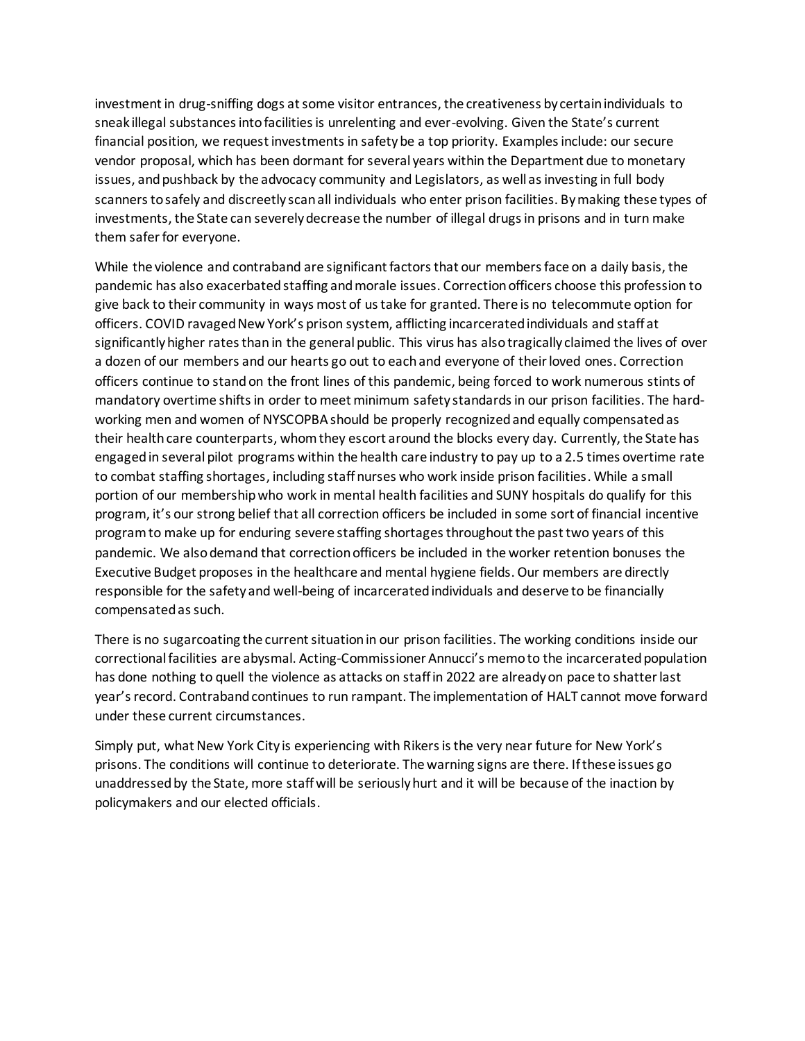investment in drug-sniffing dogs at some visitor entrances, the creativeness by certain individuals to sneak illegal substances into facilities is unrelenting and ever-evolving. Given the State's current financial position, we request investments in safety be a top priority. Examples include: our secure vendor proposal, which has been dormant for several years within the Department due to monetary issues, and pushback by the advocacy community and Legislators, as well as investing in full body scanners to safely and discreetly scan all individuals who enter prison facilities. By making these types of investments, the State can severely decrease the number of illegal drugs in prisons and in turn make them safer for everyone.

While the violence and contraband are significant factors that our members face on a daily basis, the pandemic has also exacerbated staffing and morale issues. Correction officers choose this profession to give back to their community in ways most of us take for granted. There is no telecommute option for officers. COVID ravaged New York's prison system, afflicting incarcerated individuals and staff at significantly higher rates than in the general public. This virus has also tragically claimed the lives of over a dozen of our members and our hearts go out to each and everyone of their loved ones. Correction officers continue to stand on the front lines of this pandemic, being forced to work numerous stints of mandatory overtime shifts in order to meet minimum safety standards in our prison facilities. The hard-working men and women of NYSCOPBA should be properly recognized and equally compensated as their health care counterparts, whom they escort around the blocks every day. Currently, the State has engaged in several pilot programs within the health care industry to pay up to a 2.5 times overtime rate to combat staffing shortages, including staff nurses who work inside prison facilities. While a small portion of our membership who work in mental health facilities and SUNY hospitals do qualify for this program, it's our strong belief that all correction officers be included in some sort of financial incentive program to make up for enduring severe staffing shortages throughout the past two years of this pandemic. We also demand that correction officers be included in the worker retention bonuses the Executive Budget proposes in the healthcare and mental hygiene fields. Our members are directly responsible for the safety and well-being of incarcerated individuals and deserve to be financially compensated as such.

There is no sugarcoating the current situation in our prison facilities. The working conditions inside our correctional facilities are abysmal. Acting-Commissioner Annucci's memo to the incarcerated population has done nothing to quell the violence as attacks on staff in 2022 are already on pace to shatter last year's record. Contraband continues to run rampant. The implementation of HALT cannot move forward under these current circumstances.

Simply put, what New York City is experiencing with Rikers is the very near future for New York's prisons. The conditions will continue to deteriorate. The warning signs are there. If these issues go unaddressed by the State, more staff will be seriously hurt and it will be because of the inaction by policymakers and our elected officials.